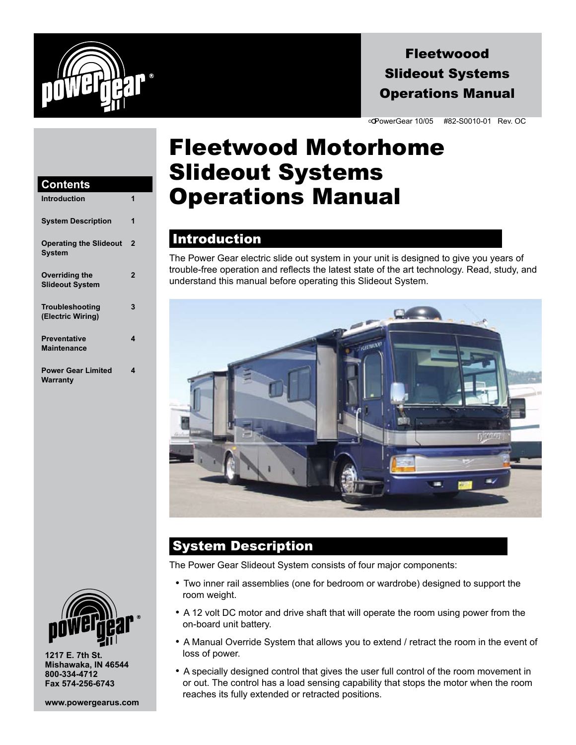**Fleetwoood Slideout Systems Operations Manual**

©PowerGear 10/05 #82-S0010-01 Rev. OC

## Contents

| Section | Page |
|---|---|
| Introduction | 1 |
| System Description | 1 |
| Operating the Slideout System | 2 |
| Overriding the Slideout System | 2 |
| Troubleshooting (Electric Wiring) | 3 |
| Preventative Maintenance | 4 |
| Power Gear Limited Warranty | 4 |

1217 E. 7th St.
Mishawaka, IN 46544
800-334-4712
Fax 574-256-6743

www.powergearus.com

# Fleetwood Motorhome Slideout Systems Operations Manual

## Introduction

The Power Gear electric slide out system in your unit is designed to give you years of trouble-free operation and reflects the latest state of the art technology. Read, study, and understand this manual before operating this Slideout System.

## System Description

The Power Gear Slideout System consists of four major components:

- Two inner rail assemblies (one for bedroom or wardrobe) designed to support the room weight.
- A 12 volt DC motor and drive shaft that will operate the room using power from the on-board unit battery.
- A Manual Override System that allows you to extend / retract the room in the event of loss of power.
- A specially designed control that gives the user full control of the room movement in or out. The control has a load sensing capability that stops the motor when the room reaches its fully extended or retracted positions.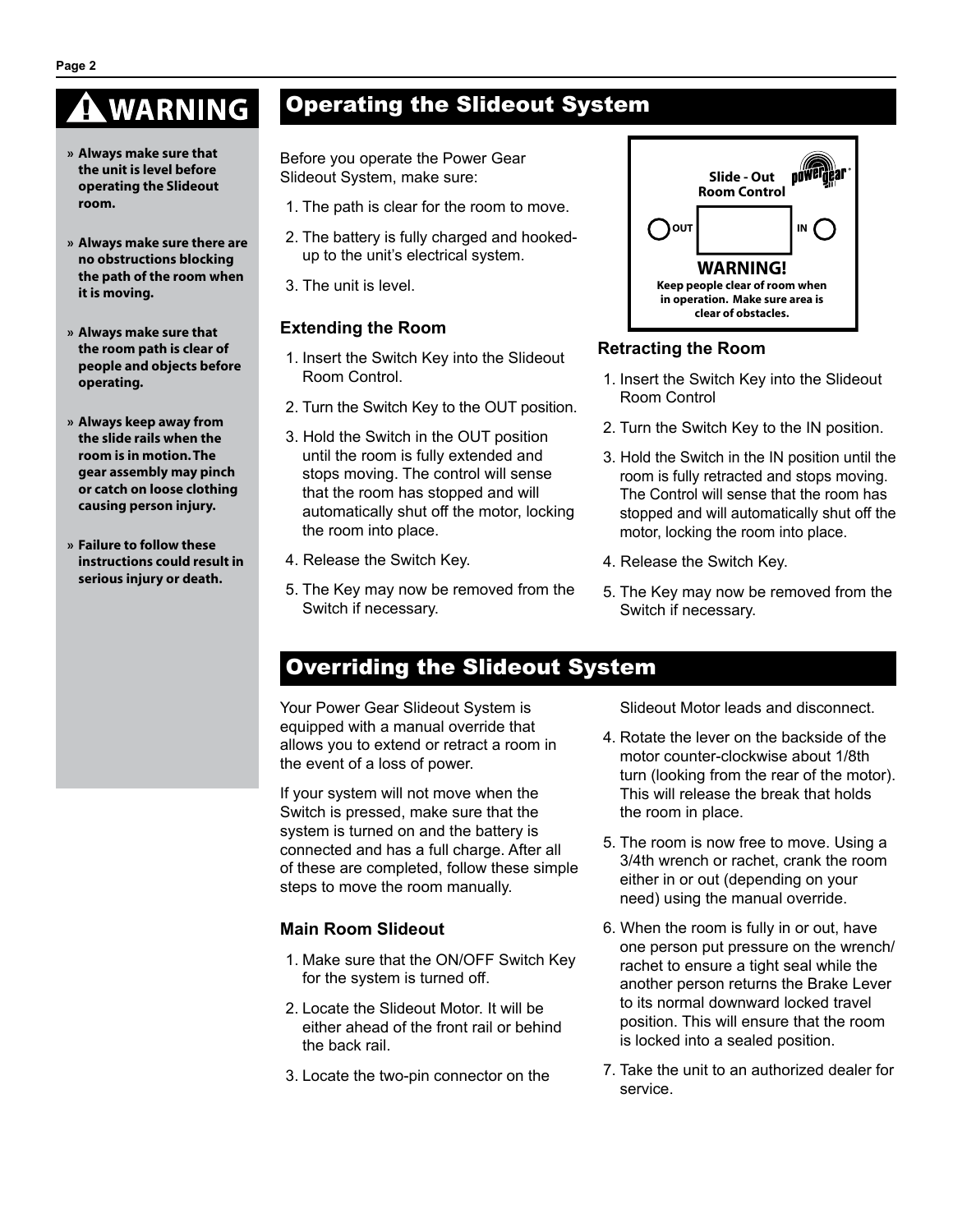## WARNING

- **Always make sure that the unit is level before operating the Slideout room.**
- **Always make sure there are no obstructions blocking the path of the room when it is moving.**
- **Always make sure that the room path is clear of people and objects before operating.**
- **Always keep away from the slide rails when the room is in motion. The gear assembly may pinch or catch on loose clothing causing person injury.**
- **Failure to follow these instructions could result in serious injury or death.**

## Operating the Slideout System

Before you operate the Power Gear Slideout System, make sure:

1. The path is clear for the room to move.
2. The battery is fully charged and hooked-up to the unit's electrical system.
3. The unit is level.

**Slide - Out Room Control**

OUT — IN

**WARNING!**
**Keep people clear of room when in operation. Make sure area is clear of obstacles.**

### Extending the Room

1. Insert the Switch Key into the Slideout Room Control.
2. Turn the Switch Key to the OUT position.
3. Hold the Switch in the OUT position until the room is fully extended and stops moving. The control will sense that the room has stopped and will automatically shut off the motor, locking the room into place.
4. Release the Switch Key.
5. The Key may now be removed from the Switch if necessary.

### Retracting the Room

1. Insert the Switch Key into the Slideout Room Control
2. Turn the Switch Key to the IN position.
3. Hold the Switch in the IN position until the room is fully retracted and stops moving. The Control will sense that the room has stopped and will automatically shut off the motor, locking the room into place.
4. Release the Switch Key.
5. The Key may now be removed from the Switch if necessary.

## Overriding the Slideout System

Your Power Gear Slideout System is equipped with a manual override that allows you to extend or retract a room in the event of a loss of power.

If your system will not move when the Switch is pressed, make sure that the system is turned on and the battery is connected and has a full charge. After all of these are completed, follow these simple steps to move the room manually.

### Main Room Slideout

1. Make sure that the ON/OFF Switch Key for the system is turned off.
2. Locate the Slideout Motor. It will be either ahead of the front rail or behind the back rail.
3. Locate the two-pin connector on the Slideout Motor leads and disconnect.
4. Rotate the lever on the backside of the motor counter-clockwise about 1/8th turn (looking from the rear of the motor). This will release the break that holds the room in place.
5. The room is now free to move. Using a 3/4th wrench or rachet, crank the room either in or out (depending on your need) using the manual override.
6. When the room is fully in or out, have one person put pressure on the wrench/rachet to ensure a tight seal while the another person returns the Brake Lever to its normal downward locked travel position. This will ensure that the room is locked into a sealed position.
7. Take the unit to an authorized dealer for service.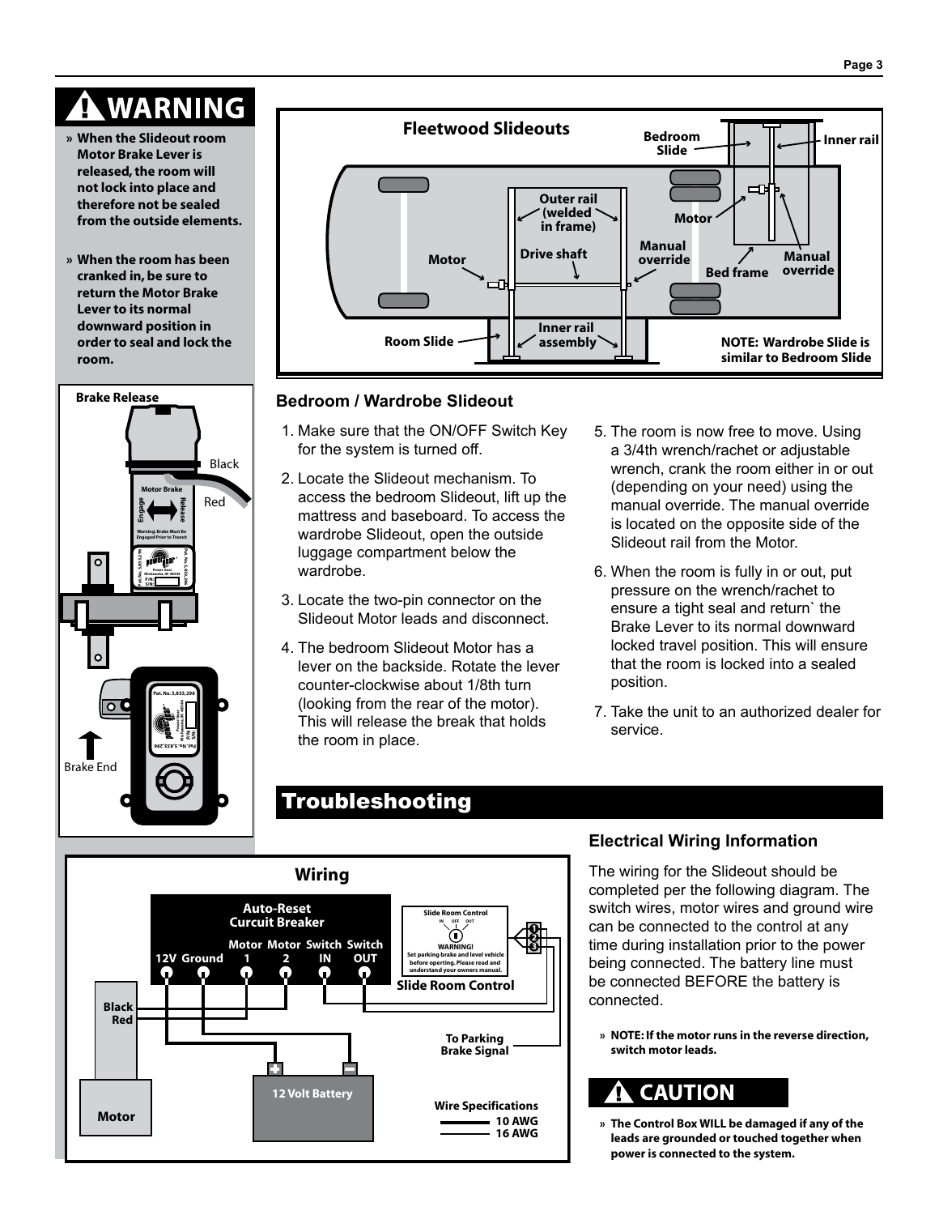## ⚠ WARNING

- » **When the Slideout room Motor Brake Lever is released, the room will not lock into place and therefore not be sealed from the outside elements.**
- » **When the room has been cranked in, be sure to return the Motor Brake Lever to its normal downward position in order to seal and lock the room.**

**Brake Release**

Black

Red

Motor Brake

Engage

Release

Warning: Brake Must Be Engaged Prior to Transit

Brake End

**Fleetwood Slideouts**

Bedroom Slide

Inner rail

Outer rail (welded in frame)

Motor

Drive shaft

Manual override

Bed frame

Manual override

Motor

Room Slide

Inner rail assembly

NOTE: Wardrobe Slide is similar to Bedroom Slide

### Bedroom / Wardrobe Slideout

1. Make sure that the ON/OFF Switch Key for the system is turned off.
2. Locate the Slideout mechanism. To access the bedroom Slideout, lift up the mattress and baseboard. To access the wardrobe Slideout, open the outside luggage compartment below the wardrobe.
3. Locate the two-pin connector on the Slideout Motor leads and disconnect.
4. The bedroom Slideout Motor has a lever on the backside. Rotate the lever counter-clockwise about 1/8th turn (looking from the rear of the motor). This will release the break that holds the room in place.
5. The room is now free to move. Using a 3/4th wrench/rachet or adjustable wrench, crank the room either in or out (depending on your need) using the manual override. The manual override is located on the opposite side of the Slideout rail from the Motor.
6. When the room is fully in or out, put pressure on the wrench/rachet to ensure a tight seal and return` the Brake Lever to its normal downward locked travel position. This will ensure that the room is locked into a sealed position.
7. Take the unit to an authorized dealer for service.

## Troubleshooting

**Wiring**

Auto-Reset Curcuit Breaker

12V | Ground | Motor 1 | Motor 2 | Switch IN | Switch OUT

Slide Room Control

IN OFF OUT

WARNING! Set parking brake and level vehicle before operting. Please read and understand your owners manual.

Black

Red

Motor

12 Volt Battery

To Parking Brake Signal

Wire Specifications

10 AWG

16 AWG

### Electrical Wiring Information

The wiring for the Slideout should be completed per the following diagram. The switch wires, motor wires and ground wire can be connected to the control at any time during installation prior to the power being connected. The battery line must be connected BEFORE the battery is connected.

- » **NOTE: If the motor runs in the reverse direction, switch motor leads.**

## ⚠ CAUTION

- » **The Control Box WILL be damaged if any of the leads are grounded or touched together when power is connected to the system.**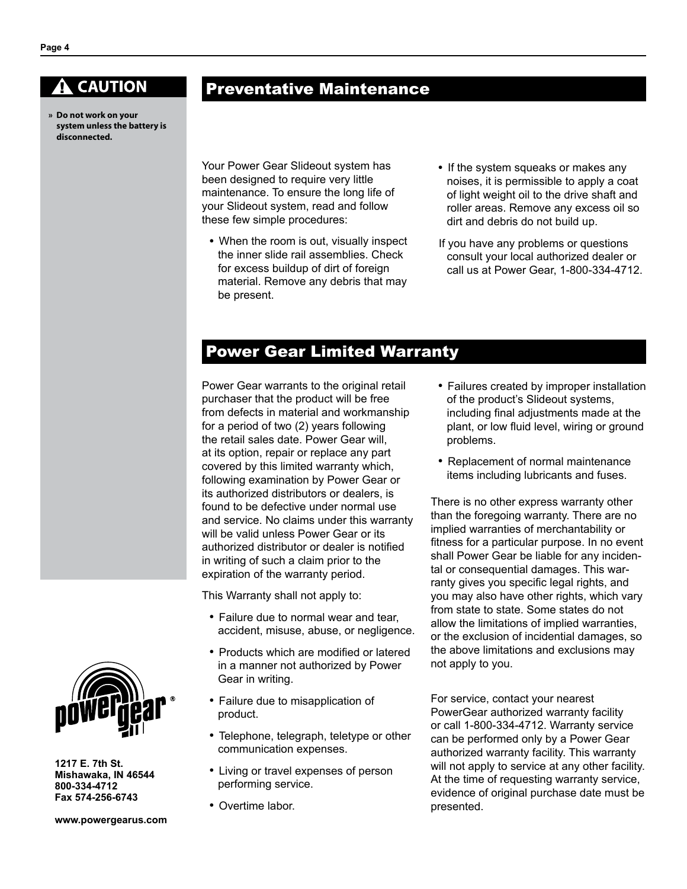**⚠ CAUTION**

» **Do not work on your system unless the battery is disconnected.**

## Preventative Maintenance

Your Power Gear Slideout system has been designed to require very little maintenance. To ensure the long life of your Slideout system, read and follow these few simple procedures:

- When the room is out, visually inspect the inner slide rail assemblies. Check for excess buildup of dirt of foreign material. Remove any debris that may be present.
- If the system squeaks or makes any noises, it is permissible to apply a coat of light weight oil to the drive shaft and roller areas. Remove any excess oil so dirt and debris do not build up.

If you have any problems or questions consult your local authorized dealer or call us at Power Gear, 1-800-334-4712.

## Power Gear Limited Warranty

Power Gear warrants to the original retail purchaser that the product will be free from defects in material and workmanship for a period of two (2) years following the retail sales date. Power Gear will, at its option, repair or replace any part covered by this limited warranty which, following examination by Power Gear or its authorized distributors or dealers, is found to be defective under normal use and service. No claims under this warranty will be valid unless Power Gear or its authorized distributor or dealer is notified in writing of such a claim prior to the expiration of the warranty period.

This Warranty shall not apply to:

- Failure due to normal wear and tear, accident, misuse, abuse, or negligence.
- Products which are modified or latered in a manner not authorized by Power Gear in writing.
- Failure due to misapplication of product.
- Telephone, telegraph, teletype or other communication expenses.
- Living or travel expenses of person performing service.
- Overtime labor.
- Failures created by improper installation of the product's Slideout systems, including final adjustments made at the plant, or low fluid level, wiring or ground problems.
- Replacement of normal maintenance items including lubricants and fuses.

There is no other express warranty other than the foregoing warranty. There are no implied warranties of merchantability or fitness for a particular purpose. In no event shall Power Gear be liable for any inciden-tal or consequential damages. This war-ranty gives you specific legal rights, and you may also have other rights, which vary from state to state. Some states do not allow the limitations of implied warranties, or the exclusion of incidential damages, so the above limitations and exclusions may not apply to you.

For service, contact your nearest PowerGear authorized warranty facility or call 1-800-334-4712. Warranty service can be performed only by a Power Gear authorized warranty facility. This warranty will not apply to service at any other facility. At the time of requesting warranty service, evidence of original purchase date must be presented.

**1217 E. 7th St.**
**Mishawaka, IN 46544**
**800-334-4712**
**Fax 574-256-6743**

**www.powergearus.com**